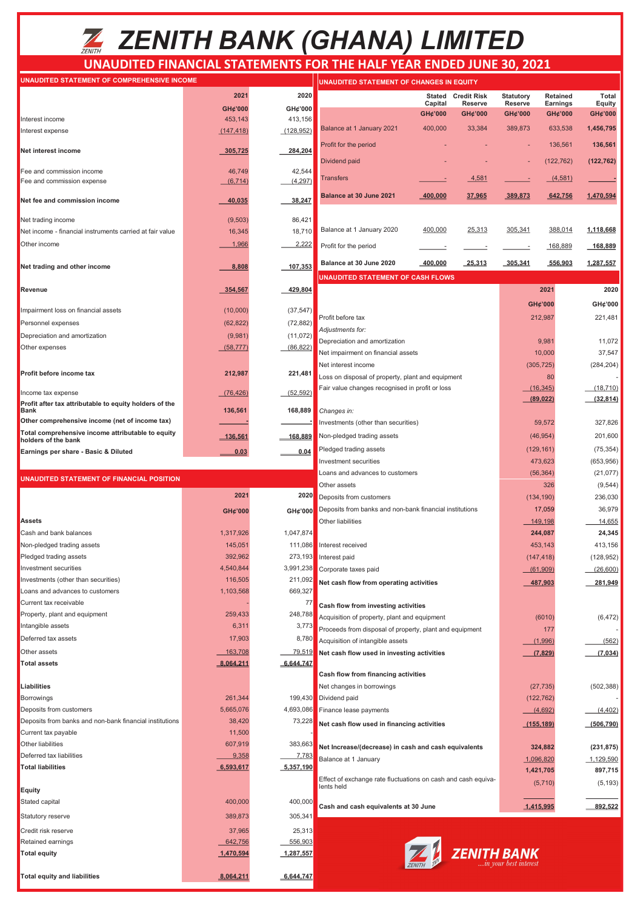# ZENITH BANK (GHANA) LIMITED

## UNAUDITED FINANCIAL STATEMENTS FOR THE HALF YEAR ENDED JUNE 30, 2021

### UNAUDITED STATEMENT OF COMPREHENSIVE INCOME

| | 2021 | 2020 |
|---|---|---|
| | GH¢'000 | GH¢'000 |
| Interest income | 453,143 | 413,156 |
| Interest expense | (147,418) | (128,952) |
| **Net interest income** | **305,725** | **284,204** |
| Fee and commission income | 46,749 | 42,544 |
| Fee and commission expense | (6,714) | (4,297) |
| **Net fee and commission income** | **40,035** | **38,247** |
| Net trading income | (9,503) | 86,421 |
| Net income - financial instruments carried at fair value | 16,345 | 18,710 |
| Other income | 1,966 | 2,222 |
| **Net trading and other income** | **8,808** | **107,353** |
| **Revenue** | **354,567** | **429,804** |
| Impairment loss on financial assets | (10,000) | (37,547) |
| Personnel expenses | (62,822) | (72,882) |
| Depreciation and amortization | (9,981) | (11,072) |
| Other expenses | (58,777) | (86,822) |
| **Profit before income tax** | **212,987** | **221,481** |
| Income tax expense | (76,426) | (52,592) |
| **Profit after tax attributable to equity holders of the Bank** | **136,561** | **168,889** |
| **Other comprehensive income (net of income tax)** | - | - |
| **Total comprehensive income attributable to equity holders of the bank** | **136,561** | **168,889** |
| **Earnings per share - Basic & Diluted** | **0.03** | **0.04** |

### UNAUDITED STATEMENT OF FINANCIAL POSITION

| | 2021 | 2020 |
|---|---|---|
| | GH¢'000 | GH¢'000 |
| **Assets** | | |
| Cash and bank balances | 1,317,926 | 1,047,874 |
| Non-pledged trading assets | 145,051 | 111,086 |
| Pledged trading assets | 392,962 | 273,193 |
| Investment securities | 4,540,844 | 3,991,238 |
| Investments (other than securities) | 116,505 | 211,092 |
| Loans and advances to customers | 1,103,568 | 669,327 |
| Current tax receivable | - | 77 |
| Property, plant and equipment | 259,433 | 248,788 |
| Intangible assets | 6,311 | 3,773 |
| Deferred tax assets | 17,903 | 8,780 |
| Other assets | 163,708 | 79,519 |
| **Total assets** | **8,064,211** | **6,644,747** |
| **Liabilities** | | |
| Borrowings | 261,344 | 199,430 |
| Deposits from customers | 5,665,076 | 4,693,086 |
| Deposits from banks and non-bank financial institutions | 38,420 | 73,228 |
| Current tax payable | 11,500 | - |
| Other liabilities | 607,919 | 383,663 |
| Deferred tax liabilities | 9,358 | 7,783 |
| **Total liabilities** | **6,593,617** | **5,357,190** |
| **Equity** | | |
| Stated capital | 400,000 | 400,000 |
| Statutory reserve | 389,873 | 305,341 |
| Credit risk reserve | 37,965 | 25,313 |
| Retained earnings | 642,756 | 556,903 |
| **Total equity** | **1,470,594** | **1,287,557** |
| **Total equity and liabilities** | **8,064,211** | **6,644,747** |

### UNAUDITED STATEMENT OF CHANGES IN EQUITY

| | Stated Capital | Credit Risk Reserve | Statutory Reserve | Retained Earnings | Total Equity |
|---|---|---|---|---|---|
| | GH¢'000 | GH¢'000 | GH¢'000 | GH¢'000 | GH¢'000 |
| Balance at 1 January 2021 | 400,000 | 33,384 | 389,873 | 633,538 | **1,456,795** |
| Profit for the period | - | - | - | 136,561 | **136,561** |
| Dividend paid | - | - | - | (122,762) | **(122,762)** |
| Transfers | - | 4,581 | - | (4,581) | - |
| **Balance at 30 June 2021** | **400,000** | **37,965** | **389,873** | **642,756** | **1,470,594** |
| Balance at 1 January 2020 | 400,000 | 25,313 | 305,341 | 388,014 | **1,118,668** |
| Profit for the period | - | - | - | 168,889 | **168,889** |
| **Balance at 30 June 2020** | **400,000** | **25,313** | **305,341** | **556,903** | **1,287,557** |

### UNAUDITED STATEMENT OF CASH FLOWS

| | 2021 | 2020 |
|---|---|---|
| | GH¢'000 | GH¢'000 |
| Profit before tax | 212,987 | 221,481 |
| *Adjustments for:* | | |
| Depreciation and amortization | 9,981 | 11,072 |
| Net impairment on financial assets | 10,000 | 37,547 |
| Net interest income | (305,725) | (284,204) |
| Loss on disposal of property, plant and equipment | 80 | - |
| Fair value changes recognised in profit or loss | (16,345) | (18,710) |
| | (89,022) | (32,814) |
| *Changes in:* | | |
| Investments (other than securities) | 59,572 | 327,826 |
| Non-pledged trading assets | (46,954) | 201,600 |
| Pledged trading assets | (129,161) | (75,354) |
| Investment securities | 473,623 | (653,956) |
| Loans and advances to customers | (56,364) | (21,077) |
| Other assets | 326 | (9,544) |
| Deposits from customers | (134,190) | 236,030 |
| Deposits from banks and non-bank financial institutions | 17,059 | 36,979 |
| Other liabilities | 149,198 | 14,655 |
| | **244,087** | **24,345** |
| Interest received | 453,143 | 413,156 |
| Interest paid | (147,418) | (128,952) |
| Corporate taxes paid | (61,909) | (26,600) |
| **Net cash flow from operating activities** | **487,903** | **281,949** |
| **Cash flow from investing activities** | | |
| Acquisition of property, plant and equipment | (6010) | (6,472) |
| Proceeds from disposal of property, plant and equipment | 177 | - |
| Acquisition of intangible assets | (1,996) | (562) |
| **Net cash flow used in investing activities** | **(7,829)** | **(7,034)** |
| **Cash flow from financing activities** | | |
| Net changes in borrowings | (27,735) | (502,388) |
| Dividend paid | (122,762) | - |
| Finance lease payments | (4,692) | (4,402) |
| **Net cash flow used in financing activities** | **(155,189)** | **(506,790)** |
| **Net Increase/(decrease) in cash and cash equivalents** | **324,882** | **(231,875)** |
| Balance at 1 January | 1,096,820 | 1,129,590 |
| | **1,421,705** | **897,715** |
| Effect of exchange rate fluctuations on cash and cash equivalents held | (5,710) | (5,193) |
| **Cash and cash equivalents at 30 June** | **1,415,995** | **892,522** |

ZENITH BANK ...in your best interest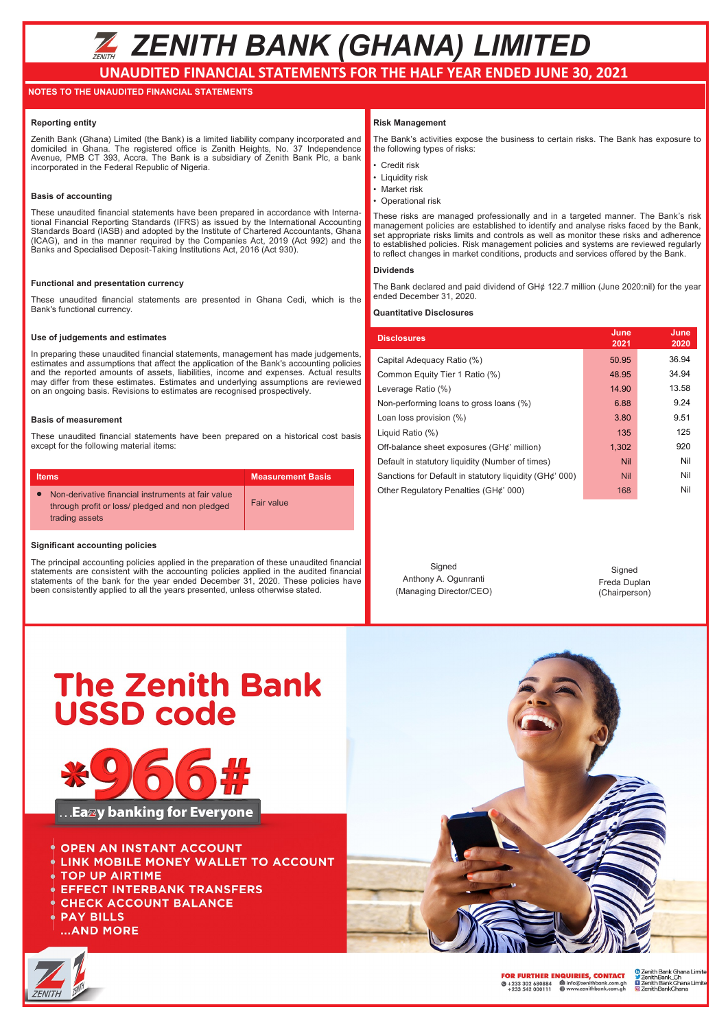# ZENITH BANK (GHANA) LIMITED

## UNAUDITED FINANCIAL STATEMENTS FOR THE HALF YEAR ENDED JUNE 30, 2021

### NOTES TO THE UNAUDITED FINANCIAL STATEMENTS

**Reporting entity**

Zenith Bank (Ghana) Limited (the Bank) is a limited liability company incorporated and domiciled in Ghana. The registered office is Zenith Heights, No. 37 Independence Avenue, PMB CT 393, Accra. The Bank is a subsidiary of Zenith Bank Plc, a bank incorporated in the Federal Republic of Nigeria.

**Basis of accounting**

These unaudited financial statements have been prepared in accordance with International Financial Reporting Standards (IFRS) as issued by the International Accounting Standards Board (IASB) and adopted by the Institute of Chartered Accountants, Ghana (ICAG), and in the manner required by the Companies Act, 2019 (Act 992) and the Banks and Specialised Deposit-Taking Institutions Act, 2016 (Act 930).

**Functional and presentation currency**

These unaudited financial statements are presented in Ghana Cedi, which is the Bank's functional currency.

**Use of judgements and estimates**

In preparing these unaudited financial statements, management has made judgements, estimates and assumptions that affect the application of the Bank's accounting policies and the reported amounts of assets, liabilities, income and expenses. Actual results may differ from these estimates. Estimates and underlying assumptions are reviewed on an ongoing basis. Revisions to estimates are recognised prospectively.

**Basis of measurement**

These unaudited financial statements have been prepared on a historical cost basis except for the following material items:

| Items | Measurement Basis |
|---|---|
| • Non-derivative financial instruments at fair value through profit or loss/ pledged and non pledged trading assets | Fair value |

**Significant accounting policies**

The principal accounting policies applied in the preparation of these unaudited financial statements are consistent with the accounting policies applied in the audited financial statements of the bank for the year ended December 31, 2020. These policies have been consistently applied to all the years presented, unless otherwise stated.

**Risk Management**

The Bank's activities expose the business to certain risks. The Bank has exposure to the following types of risks:

- Credit risk
- Liquidity risk
- Market risk
- Operational risk

These risks are managed professionally and in a targeted manner. The Bank's risk management policies are established to identify and analyse risks faced by the Bank, set appropriate risks limits and controls as well as monitor these risks and adherence to established policies. Risk management policies and systems are reviewed regularly to reflect changes in market conditions, products and services offered by the Bank.

**Dividends**

The Bank declared and paid dividend of GH¢ 122.7 million (June 2020:nil) for the year ended December 31, 2020.

**Quantitative Disclosures**

| Disclosures | June 2021 | June 2020 |
|---|---|---|
| Capital Adequacy Ratio (%) | 50.95 | 36.94 |
| Common Equity Tier 1 Ratio (%) | 48.95 | 34.94 |
| Leverage Ratio (%) | 14.90 | 13.58 |
| Non-performing loans to gross loans (%) | 6.88 | 9.24 |
| Loan loss provision (%) | 3.80 | 9.51 |
| Liquid Ratio (%) | 135 | 125 |
| Off-balance sheet exposures (GH¢' million) | 1,302 | 920 |
| Default in statutory liquidity (Number of times) | Nil | Nil |
| Sanctions for Default in statutory liquidity (GH¢' 000) | Nil | Nil |
| Other Regulatory Penalties (GH¢' 000) | 168 | Nil |

Signed
Anthony A. Ogunranti
(Managing Director/CEO)

Signed
Freda Duplan
(Chairperson)

# The Zenith Bank USSD code

# *966#

...Eazy banking for Everyone

- OPEN AN INSTANT ACCOUNT
- LINK MOBILE MONEY WALLET TO ACCOUNT
- TOP UP AIRTIME
- EFFECT INTERBANK TRANSFERS
- CHECK ACCOUNT BALANCE
- PAY BILLS
- ...AND MORE

FOR FURTHER ENQUIRIES, CONTACT
+233 302 680884
+233 542 000111
info@zenithbank.com.gh
www.zenithbank.com.gh
Zenith Bank Ghana Limited
ZenithBank_Gh
Zenith Bank Ghana Limited
ZenithBankGhana